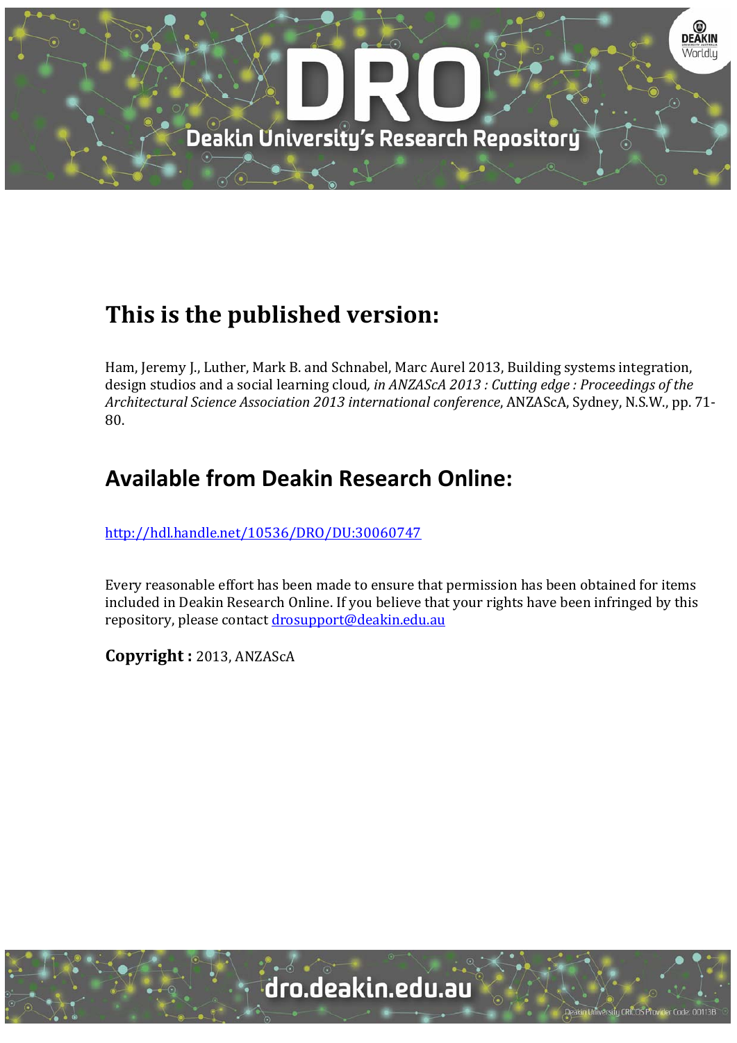## This is the published version:

Ham, Jeremy J., Luther, Mark B. and Schnabel, Marc Aurel 2013, Building systems integration, design studios and a social learning cloud*, in ANZAScA 2013 : Cutting edge : Proceedings of the Architectural Science Association 2013 international conference*, ANZAScA, Sydney, N.S.W., pp. 71-80.

## Available from Deakin Research Online:

http://hdl.handle.net/10536/DRO/DU:30060747

Every reasonable effort has been made to ensure that permission has been obtained for items included in Deakin Research Online. If you believe that your rights have been infringed by this repository, please contact drosupport@deakin.edu.au

**Copyright :** 2013, ANZAScA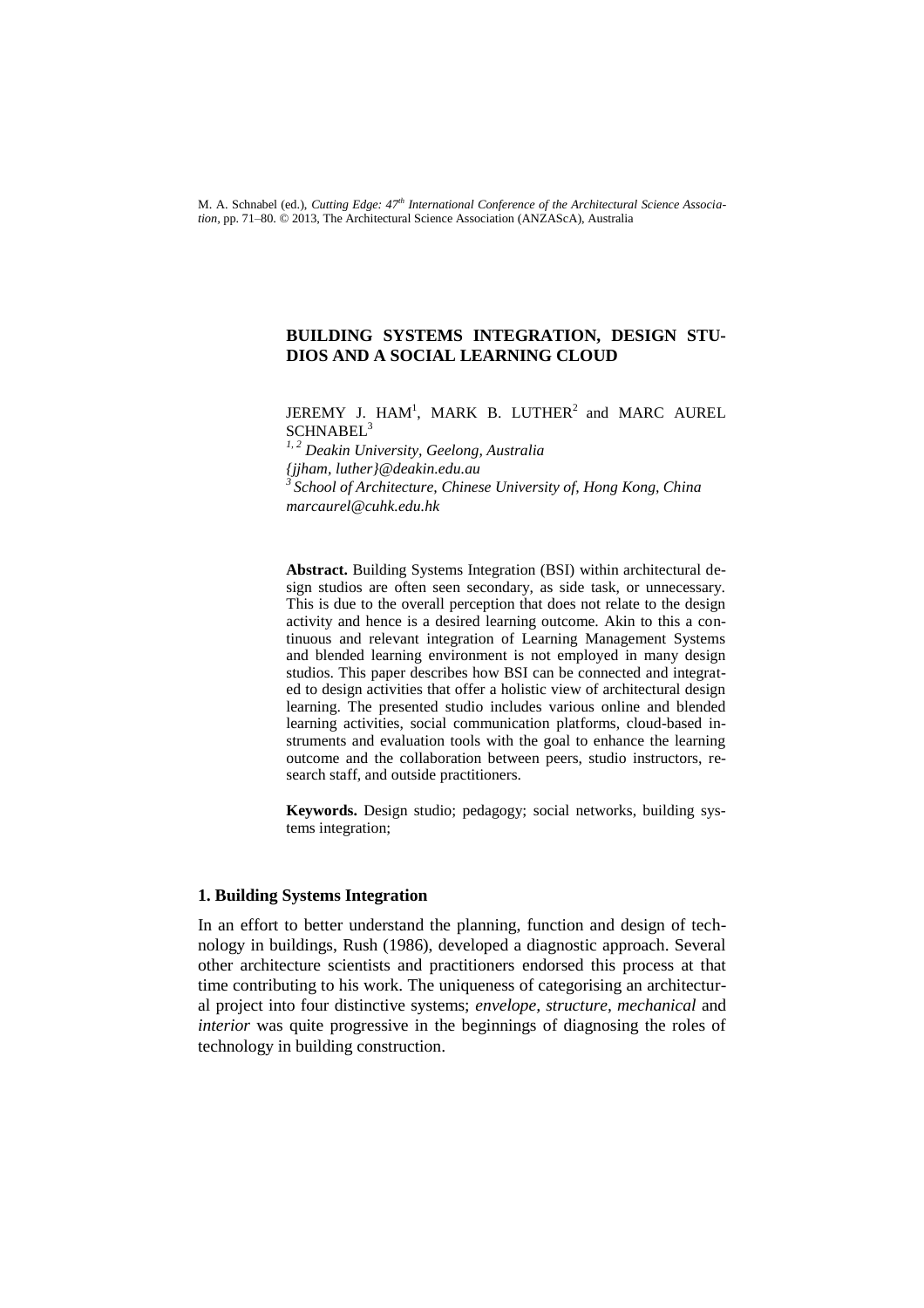M. A. Schnabel (ed.), *Cutting Edge: 47th International Conference of the Architectural Science Association*, pp. 71–80. © 2013, The Architectural Science Association (ANZAScA), Australia

# BUILDING SYSTEMS INTEGRATION, DESIGN STUDIOS AND A SOCIAL LEARNING CLOUD

JEREMY J. HAM[1], MARK B. LUTHER[2] and MARC AUREL SCHNABEL[3]

*[1, 2] Deakin University, Geelong, Australia*
*{jjham, luther}@deakin.edu.au*
*[3] School of Architecture, Chinese University of, Hong Kong, China*
*marcaurel@cuhk.edu.hk*

**Abstract.** Building Systems Integration (BSI) within architectural design studios are often seen secondary, as side task, or unnecessary. This is due to the overall perception that does not relate to the design activity and hence is a desired learning outcome. Akin to this a continuous and relevant integration of Learning Management Systems and blended learning environment is not employed in many design studios. This paper describes how BSI can be connected and integrated to design activities that offer a holistic view of architectural design learning. The presented studio includes various online and blended learning activities, social communication platforms, cloud-based instruments and evaluation tools with the goal to enhance the learning outcome and the collaboration between peers, studio instructors, research staff, and outside practitioners.

**Keywords.** Design studio; pedagogy; social networks, building systems integration;

## 1. Building Systems Integration

In an effort to better understand the planning, function and design of technology in buildings, Rush (1986), developed a diagnostic approach. Several other architecture scientists and practitioners endorsed this process at that time contributing to his work. The uniqueness of categorising an architectural project into four distinctive systems; *envelope, structure, mechanical* and *interior* was quite progressive in the beginnings of diagnosing the roles of technology in building construction.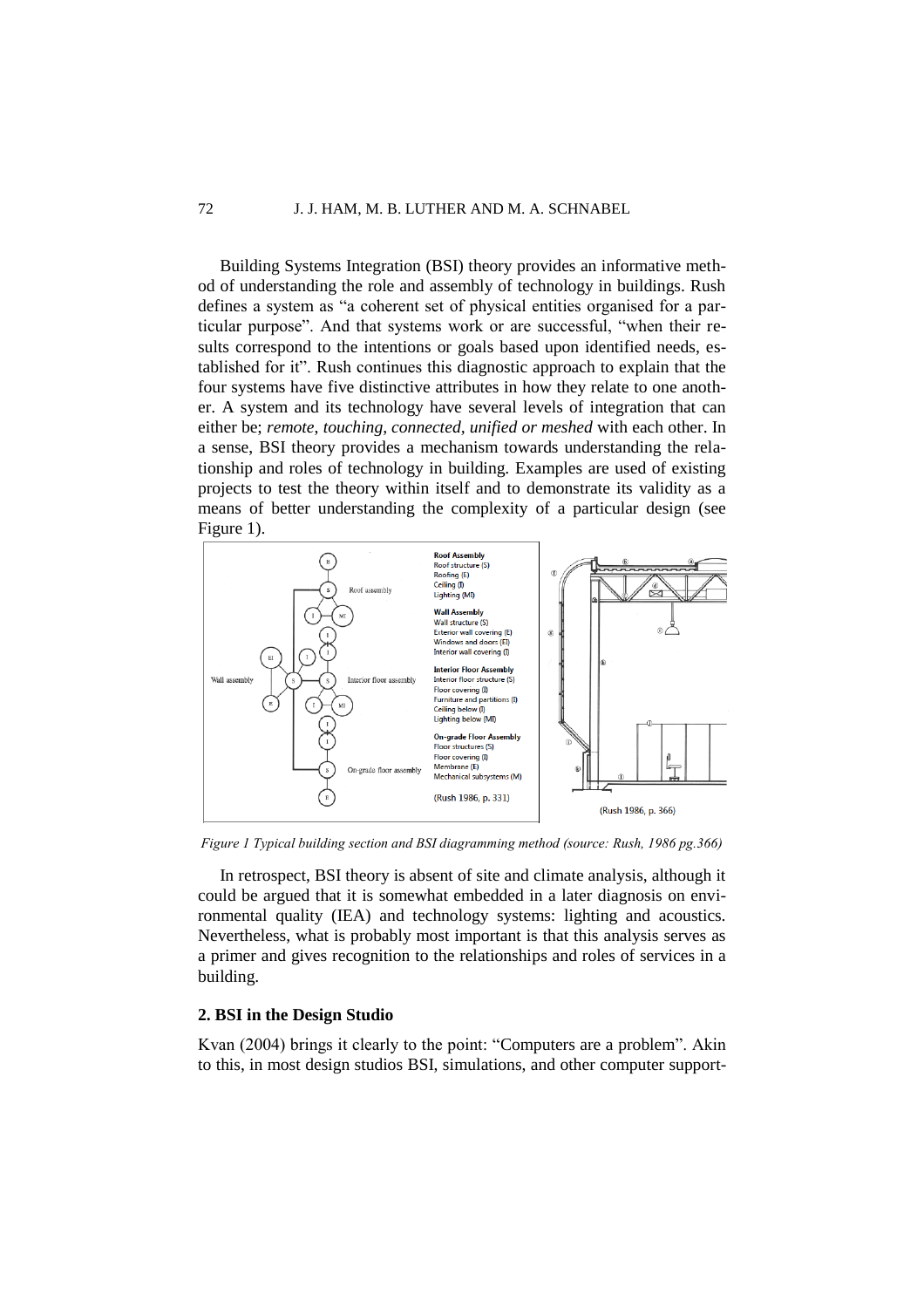Building Systems Integration (BSI) theory provides an informative method of understanding the role and assembly of technology in buildings. Rush defines a system as "a coherent set of physical entities organised for a particular purpose". And that systems work or are successful, "when their results correspond to the intentions or goals based upon identified needs, established for it". Rush continues this diagnostic approach to explain that the four systems have five distinctive attributes in how they relate to one another. A system and its technology have several levels of integration that can either be; *remote, touching, connected, unified or meshed* with each other. In a sense, BSI theory provides a mechanism towards understanding the relationship and roles of technology in building. Examples are used of existing projects to test the theory within itself and to demonstrate its validity as a means of better understanding the complexity of a particular design (see Figure 1).

*Figure 1 Typical building section and BSI diagramming method (source: Rush, 1986 pg.366)*

In retrospect, BSI theory is absent of site and climate analysis, although it could be argued that it is somewhat embedded in a later diagnosis on environmental quality (IEA) and technology systems: lighting and acoustics. Nevertheless, what is probably most important is that this analysis serves as a primer and gives recognition to the relationships and roles of services in a building.

## 2. BSI in the Design Studio

Kvan (2004) brings it clearly to the point: "Computers are a problem". Akin to this, in most design studios BSI, simulations, and other computer support-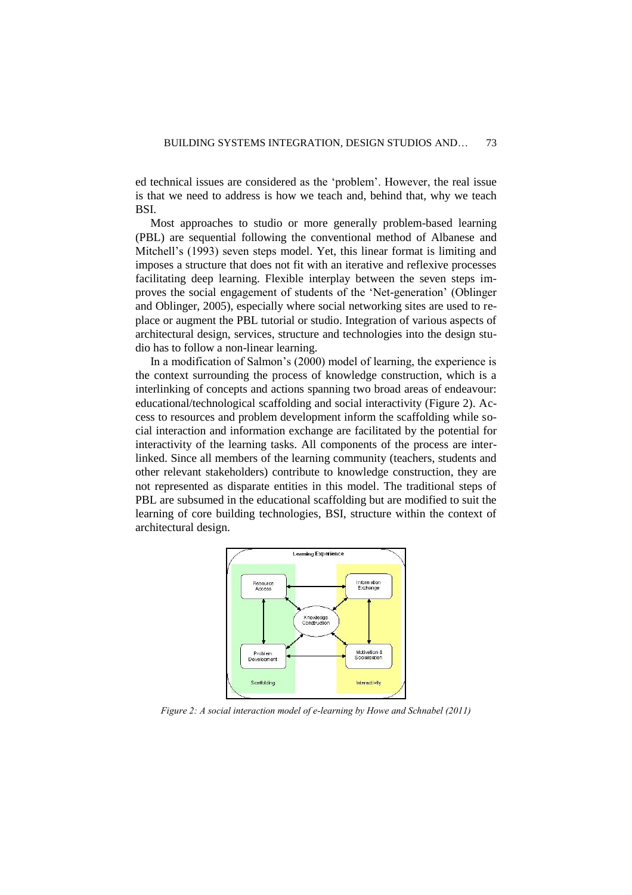ed technical issues are considered as the 'problem'. However, the real issue is that we need to address is how we teach and, behind that, why we teach BSI.

Most approaches to studio or more generally problem-based learning (PBL) are sequential following the conventional method of Albanese and Mitchell's (1993) seven steps model. Yet, this linear format is limiting and imposes a structure that does not fit with an iterative and reflexive processes facilitating deep learning. Flexible interplay between the seven steps improves the social engagement of students of the 'Net-generation' (Oblinger and Oblinger, 2005), especially where social networking sites are used to replace or augment the PBL tutorial or studio. Integration of various aspects of architectural design, services, structure and technologies into the design studio has to follow a non-linear learning.

In a modification of Salmon's (2000) model of learning, the experience is the context surrounding the process of knowledge construction, which is a interlinking of concepts and actions spanning two broad areas of endeavour: educational/technological scaffolding and social interactivity (Figure 2). Access to resources and problem development inform the scaffolding while social interaction and information exchange are facilitated by the potential for interactivity of the learning tasks. All components of the process are interlinked. Since all members of the learning community (teachers, students and other relevant stakeholders) contribute to knowledge construction, they are not represented as disparate entities in this model. The traditional steps of PBL are subsumed in the educational scaffolding but are modified to suit the learning of core building technologies, BSI, structure within the context of architectural design.

*Figure 2: A social interaction model of e-learning by Howe and Schnabel (2011)*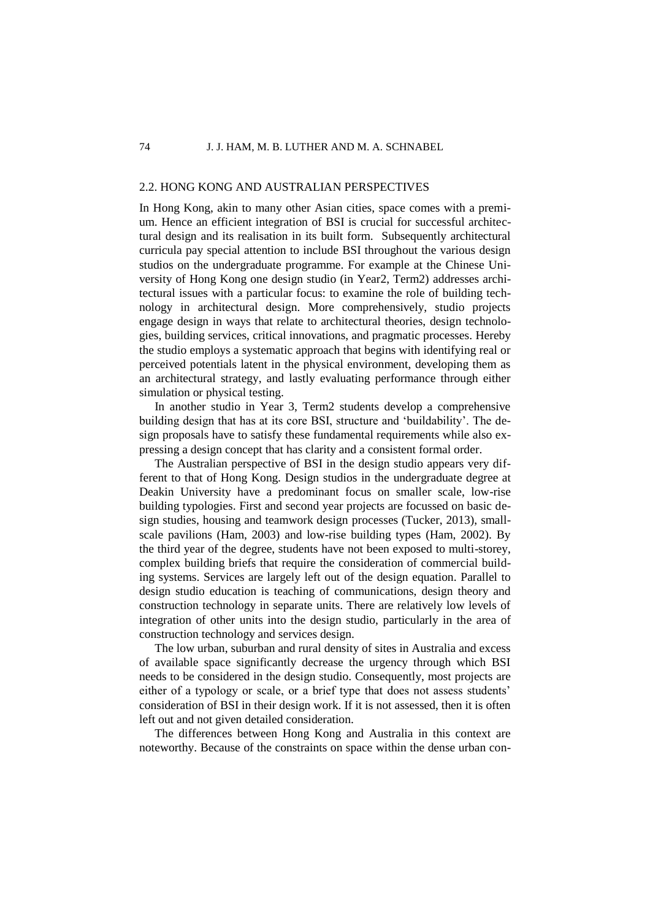## 2.2. HONG KONG AND AUSTRALIAN PERSPECTIVES

In Hong Kong, akin to many other Asian cities, space comes with a premium. Hence an efficient integration of BSI is crucial for successful architectural design and its realisation in its built form. Subsequently architectural curricula pay special attention to include BSI throughout the various design studios on the undergraduate programme. For example at the Chinese University of Hong Kong one design studio (in Year2, Term2) addresses architectural issues with a particular focus: to examine the role of building technology in architectural design. More comprehensively, studio projects engage design in ways that relate to architectural theories, design technologies, building services, critical innovations, and pragmatic processes. Hereby the studio employs a systematic approach that begins with identifying real or perceived potentials latent in the physical environment, developing them as an architectural strategy, and lastly evaluating performance through either simulation or physical testing.

In another studio in Year 3, Term2 students develop a comprehensive building design that has at its core BSI, structure and 'buildability'. The design proposals have to satisfy these fundamental requirements while also expressing a design concept that has clarity and a consistent formal order.

The Australian perspective of BSI in the design studio appears very different to that of Hong Kong. Design studios in the undergraduate degree at Deakin University have a predominant focus on smaller scale, low-rise building typologies. First and second year projects are focussed on basic design studies, housing and teamwork design processes (Tucker, 2013), small-scale pavilions (Ham, 2003) and low-rise building types (Ham, 2002). By the third year of the degree, students have not been exposed to multi-storey, complex building briefs that require the consideration of commercial building systems. Services are largely left out of the design equation. Parallel to design studio education is teaching of communications, design theory and construction technology in separate units. There are relatively low levels of integration of other units into the design studio, particularly in the area of construction technology and services design.

The low urban, suburban and rural density of sites in Australia and excess of available space significantly decrease the urgency through which BSI needs to be considered in the design studio. Consequently, most projects are either of a typology or scale, or a brief type that does not assess students' consideration of BSI in their design work. If it is not assessed, then it is often left out and not given detailed consideration.

The differences between Hong Kong and Australia in this context are noteworthy. Because of the constraints on space within the dense urban con-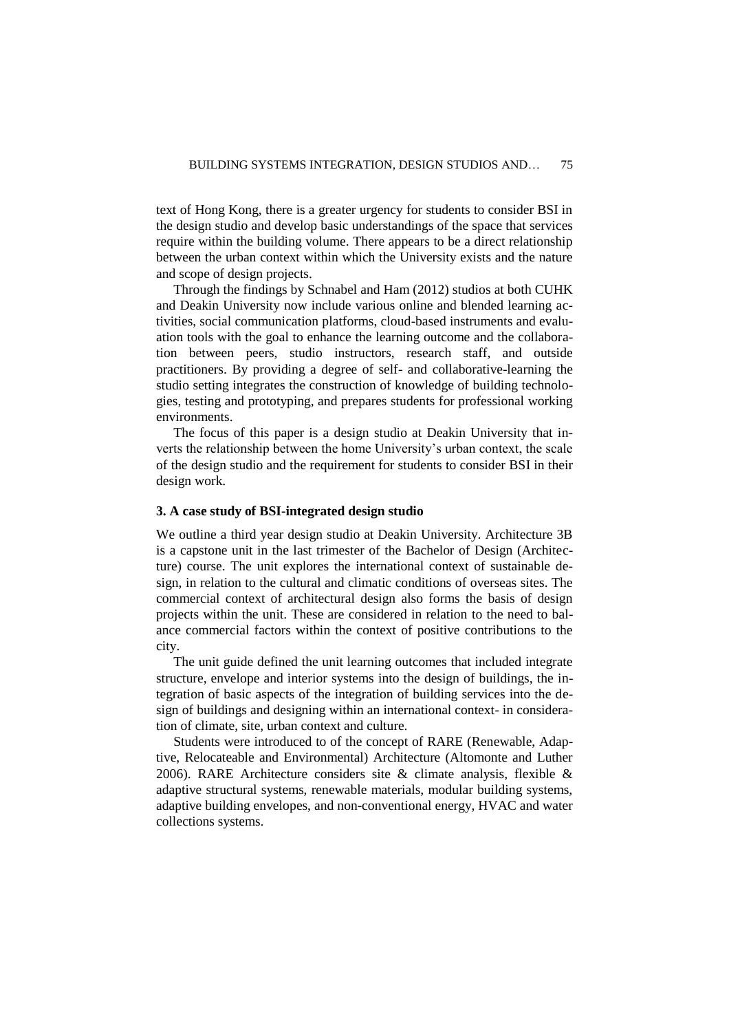text of Hong Kong, there is a greater urgency for students to consider BSI in the design studio and develop basic understandings of the space that services require within the building volume. There appears to be a direct relationship between the urban context within which the University exists and the nature and scope of design projects.

Through the findings by Schnabel and Ham (2012) studios at both CUHK and Deakin University now include various online and blended learning activities, social communication platforms, cloud-based instruments and evaluation tools with the goal to enhance the learning outcome and the collaboration between peers, studio instructors, research staff, and outside practitioners. By providing a degree of self- and collaborative-learning the studio setting integrates the construction of knowledge of building technologies, testing and prototyping, and prepares students for professional working environments.

The focus of this paper is a design studio at Deakin University that inverts the relationship between the home University's urban context, the scale of the design studio and the requirement for students to consider BSI in their design work.

### 3. A case study of BSI-integrated design studio

We outline a third year design studio at Deakin University. Architecture 3B is a capstone unit in the last trimester of the Bachelor of Design (Architecture) course. The unit explores the international context of sustainable design, in relation to the cultural and climatic conditions of overseas sites. The commercial context of architectural design also forms the basis of design projects within the unit. These are considered in relation to the need to balance commercial factors within the context of positive contributions to the city.

The unit guide defined the unit learning outcomes that included integrate structure, envelope and interior systems into the design of buildings, the integration of basic aspects of the integration of building services into the design of buildings and designing within an international context- in consideration of climate, site, urban context and culture.

Students were introduced to of the concept of RARE (Renewable, Adaptive, Relocateable and Environmental) Architecture (Altomonte and Luther 2006). RARE Architecture considers site & climate analysis, flexible & adaptive structural systems, renewable materials, modular building systems, adaptive building envelopes, and non-conventional energy, HVAC and water collections systems.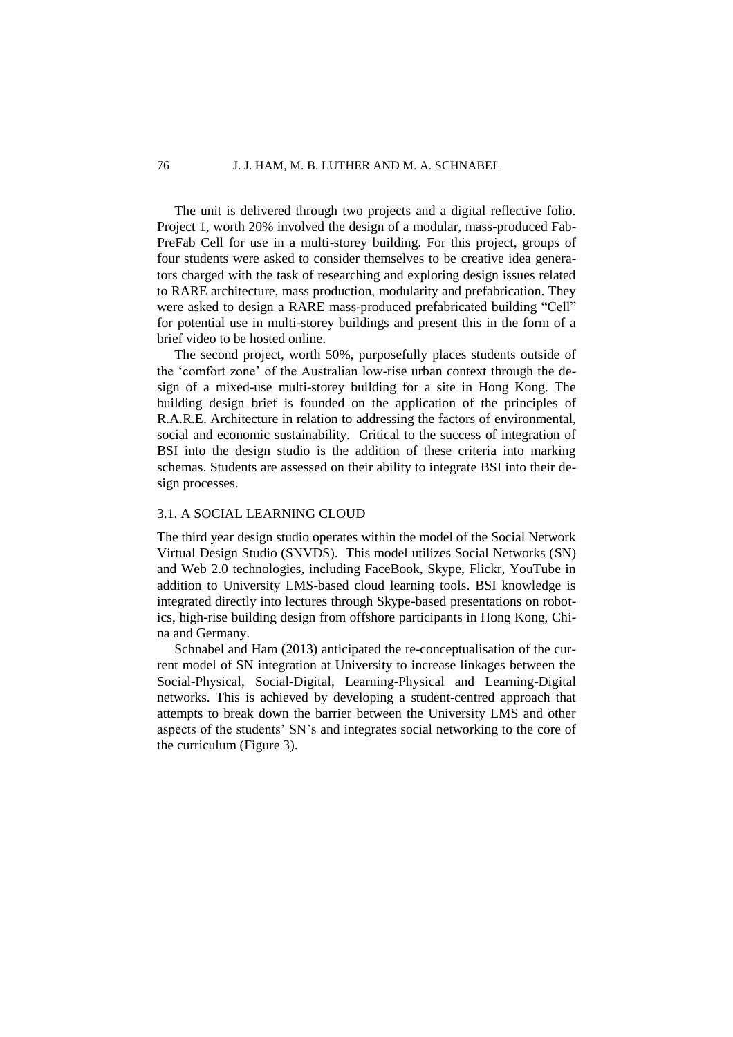The unit is delivered through two projects and a digital reflective folio. Project 1, worth 20% involved the design of a modular, mass-produced Fab-PreFab Cell for use in a multi-storey building. For this project, groups of four students were asked to consider themselves to be creative idea generators charged with the task of researching and exploring design issues related to RARE architecture, mass production, modularity and prefabrication. They were asked to design a RARE mass-produced prefabricated building "Cell" for potential use in multi-storey buildings and present this in the form of a brief video to be hosted online.

The second project, worth 50%, purposefully places students outside of the 'comfort zone' of the Australian low-rise urban context through the design of a mixed-use multi-storey building for a site in Hong Kong. The building design brief is founded on the application of the principles of R.A.R.E. Architecture in relation to addressing the factors of environmental, social and economic sustainability. Critical to the success of integration of BSI into the design studio is the addition of these criteria into marking schemas. Students are assessed on their ability to integrate BSI into their design processes.

### 3.1. A SOCIAL LEARNING CLOUD

The third year design studio operates within the model of the Social Network Virtual Design Studio (SNVDS). This model utilizes Social Networks (SN) and Web 2.0 technologies, including FaceBook, Skype, Flickr, YouTube in addition to University LMS-based cloud learning tools. BSI knowledge is integrated directly into lectures through Skype-based presentations on robotics, high-rise building design from offshore participants in Hong Kong, China and Germany.

Schnabel and Ham (2013) anticipated the re-conceptualisation of the current model of SN integration at University to increase linkages between the Social-Physical, Social-Digital, Learning-Physical and Learning-Digital networks. This is achieved by developing a student-centred approach that attempts to break down the barrier between the University LMS and other aspects of the students' SN's and integrates social networking to the core of the curriculum (Figure 3).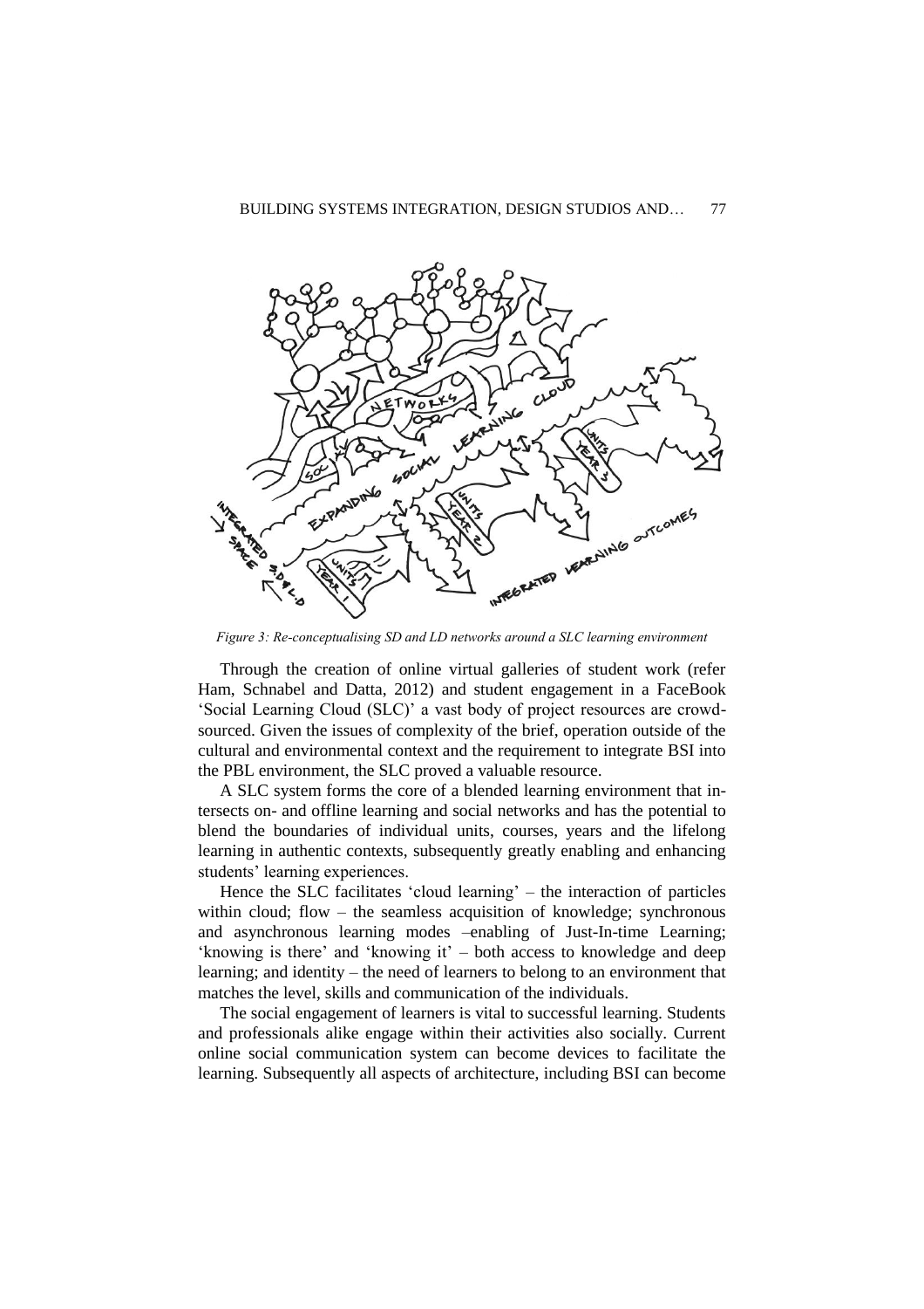*Figure 3: Re-conceptualising SD and LD networks around a SLC learning environment*

Through the creation of online virtual galleries of student work (refer Ham, Schnabel and Datta, 2012) and student engagement in a FaceBook 'Social Learning Cloud (SLC)' a vast body of project resources are crowd-sourced. Given the issues of complexity of the brief, operation outside of the cultural and environmental context and the requirement to integrate BSI into the PBL environment, the SLC proved a valuable resource.

A SLC system forms the core of a blended learning environment that intersects on- and offline learning and social networks and has the potential to blend the boundaries of individual units, courses, years and the lifelong learning in authentic contexts, subsequently greatly enabling and enhancing students' learning experiences.

Hence the SLC facilitates 'cloud learning' – the interaction of particles within cloud; flow – the seamless acquisition of knowledge; synchronous and asynchronous learning modes –enabling of Just-In-time Learning; 'knowing is there' and 'knowing it' – both access to knowledge and deep learning; and identity – the need of learners to belong to an environment that matches the level, skills and communication of the individuals.

The social engagement of learners is vital to successful learning. Students and professionals alike engage within their activities also socially. Current online social communication system can become devices to facilitate the learning. Subsequently all aspects of architecture, including BSI can become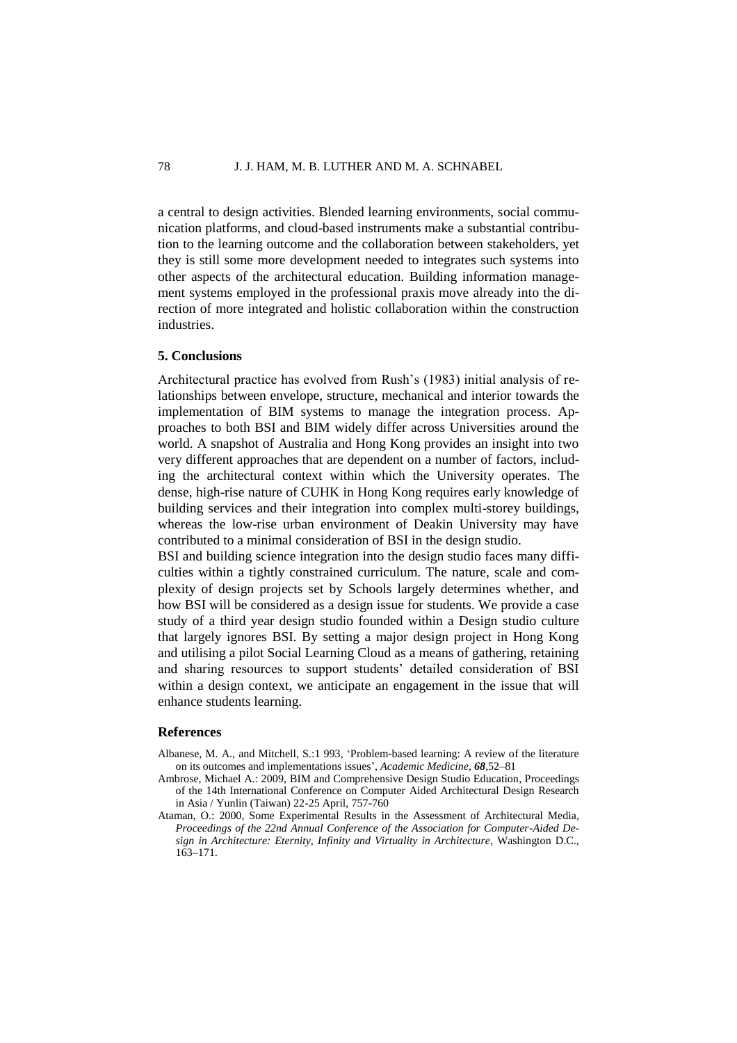a central to design activities. Blended learning environments, social communication platforms, and cloud-based instruments make a substantial contribution to the learning outcome and the collaboration between stakeholders, yet they is still some more development needed to integrates such systems into other aspects of the architectural education. Building information management systems employed in the professional praxis move already into the direction of more integrated and holistic collaboration within the construction industries.

## 5. Conclusions

Architectural practice has evolved from Rush's (1983) initial analysis of relationships between envelope, structure, mechanical and interior towards the implementation of BIM systems to manage the integration process. Approaches to both BSI and BIM widely differ across Universities around the world. A snapshot of Australia and Hong Kong provides an insight into two very different approaches that are dependent on a number of factors, including the architectural context within which the University operates. The dense, high-rise nature of CUHK in Hong Kong requires early knowledge of building services and their integration into complex multi-storey buildings, whereas the low-rise urban environment of Deakin University may have contributed to a minimal consideration of BSI in the design studio.

BSI and building science integration into the design studio faces many difficulties within a tightly constrained curriculum. The nature, scale and complexity of design projects set by Schools largely determines whether, and how BSI will be considered as a design issue for students. We provide a case study of a third year design studio founded within a Design studio culture that largely ignores BSI. By setting a major design project in Hong Kong and utilising a pilot Social Learning Cloud as a means of gathering, retaining and sharing resources to support students' detailed consideration of BSI within a design context, we anticipate an engagement in the issue that will enhance students learning.

## References

Albanese, M. A., and Mitchell, S.:1 993, 'Problem-based learning: A review of the literature on its outcomes and implementations issues', *Academic Medicine*, ***68***,52–81

Ambrose, Michael A.: 2009, BIM and Comprehensive Design Studio Education, Proceedings of the 14th International Conference on Computer Aided Architectural Design Research in Asia / Yunlin (Taiwan) 22-25 April, 757-760

Ataman, O.: 2000, Some Experimental Results in the Assessment of Architectural Media, *Proceedings of the 22nd Annual Conference of the Association for Computer-Aided Design in Architecture: Eternity, Infinity and Virtuality in Architecture*, Washington D.C., 163–171.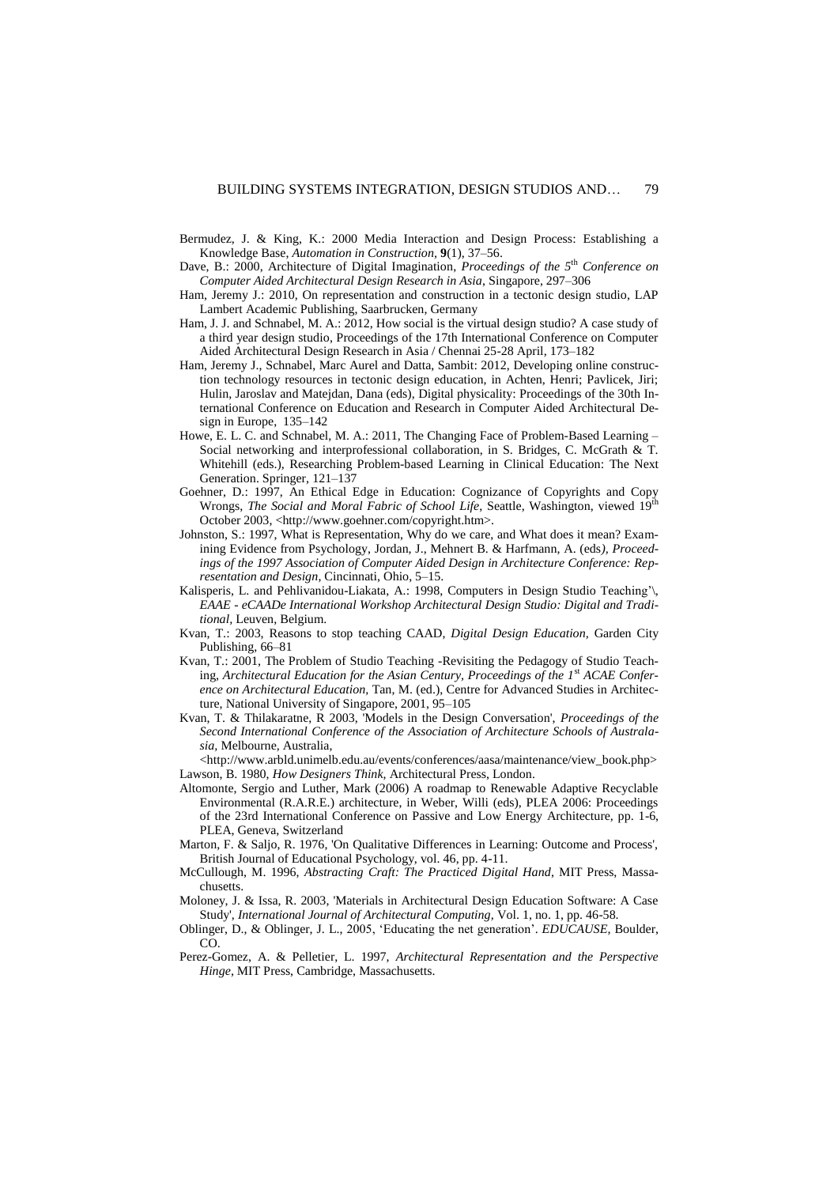Bermudez, J. & King, K.: 2000 Media Interaction and Design Process: Establishing a Knowledge Base, *Automation in Construction*, **9**(1), 37–56.

Dave, B.: 2000, Architecture of Digital Imagination, *Proceedings of the 5th Conference on Computer Aided Architectural Design Research in Asia*, Singapore, 297–306

Ham, Jeremy J.: 2010, On representation and construction in a tectonic design studio, LAP Lambert Academic Publishing, Saarbrucken, Germany

Ham, J. J. and Schnabel, M. A.: 2012, How social is the virtual design studio? A case study of a third year design studio, Proceedings of the 17th International Conference on Computer Aided Architectural Design Research in Asia / Chennai 25-28 April, 173–182

Ham, Jeremy J., Schnabel, Marc Aurel and Datta, Sambit: 2012, Developing online construction technology resources in tectonic design education, in Achten, Henri; Pavlicek, Jiri; Hulin, Jaroslav and Matejdan, Dana (eds), Digital physicality: Proceedings of the 30th International Conference on Education and Research in Computer Aided Architectural Design in Europe, 135–142

Howe, E. L. C. and Schnabel, M. A.: 2011, The Changing Face of Problem-Based Learning – Social networking and interprofessional collaboration, in S. Bridges, C. McGrath & T. Whitehill (eds.), Researching Problem-based Learning in Clinical Education: The Next Generation. Springer, 121–137

Goehner, D.: 1997, An Ethical Edge in Education: Cognizance of Copyrights and Copy Wrongs, *The Social and Moral Fabric of School Life*, Seattle, Washington, viewed 19th October 2003, <http://www.goehner.com/copyright.htm>.

Johnston, S.: 1997, What is Representation, Why do we care, and What does it mean? Examining Evidence from Psychology, Jordan, J., Mehnert B. & Harfmann, A. (eds), *Proceedings of the 1997 Association of Computer Aided Design in Architecture Conference: Representation and Design*, Cincinnati, Ohio, 5–15.

Kalisperis, L. and Pehlivanidou-Liakata, A.: 1998, Computers in Design Studio Teaching'\, *EAAE - eCAADe International Workshop Architectural Design Studio: Digital and Traditional*, Leuven, Belgium.

Kvan, T.: 2003, Reasons to stop teaching CAAD, *Digital Design Education*, Garden City Publishing, 66–81

Kvan, T.: 2001, The Problem of Studio Teaching -Revisiting the Pedagogy of Studio Teaching, *Architectural Education for the Asian Century, Proceedings of the 1st ACAE Conference on Architectural Education*, Tan, M. (ed.), Centre for Advanced Studies in Architecture, National University of Singapore, 2001, 95–105

Kvan, T. & Thilakaratne, R 2003, 'Models in the Design Conversation', *Proceedings of the Second International Conference of the Association of Architecture Schools of Australasia*, Melbourne, Australia, <http://www.arbld.unimelb.edu.au/events/conferences/aasa/maintenance/view_book.php>

Lawson, B. 1980, *How Designers Think*, Architectural Press, London.

Altomonte, Sergio and Luther, Mark (2006) A roadmap to Renewable Adaptive Recyclable Environmental (R.A.R.E.) architecture, in Weber, Willi (eds), PLEA 2006: Proceedings of the 23rd International Conference on Passive and Low Energy Architecture, pp. 1-6, PLEA, Geneva, Switzerland

Marton, F. & Saljo, R. 1976, 'On Qualitative Differences in Learning: Outcome and Process', British Journal of Educational Psychology, vol. 46, pp. 4-11.

McCullough, M. 1996, *Abstracting Craft: The Practiced Digital Hand*, MIT Press, Massachusetts.

Moloney, J. & Issa, R. 2003, 'Materials in Architectural Design Education Software: A Case Study', *International Journal of Architectural Computing*, Vol. 1, no. 1, pp. 46-58.

Oblinger, D., & Oblinger, J. L., 2005, 'Educating the net generation'. *EDUCAUSE*, Boulder, CO.

Perez-Gomez, A. & Pelletier, L. 1997, *Architectural Representation and the Perspective Hinge*, MIT Press, Cambridge, Massachusetts.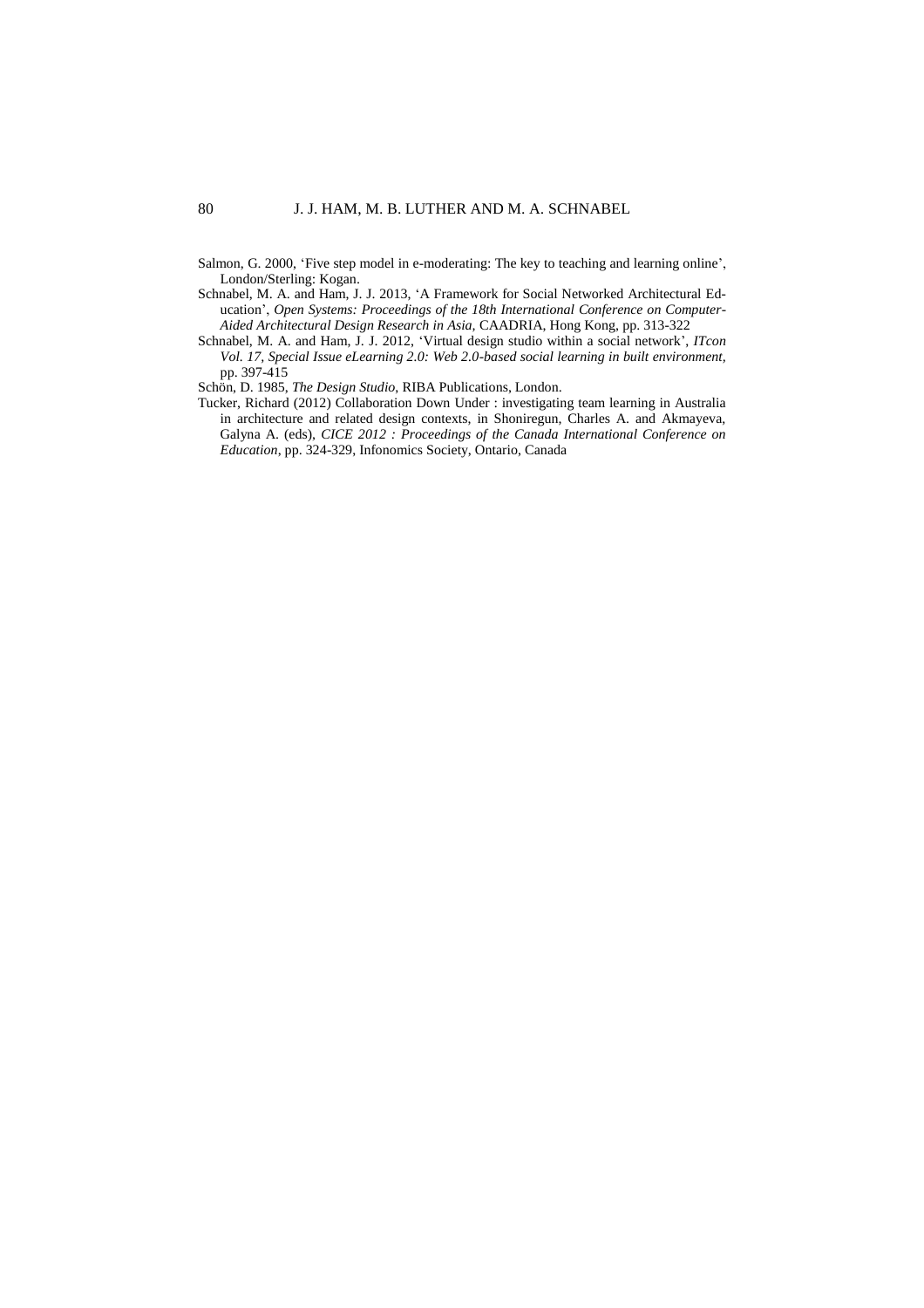Salmon, G. 2000, 'Five step model in e-moderating: The key to teaching and learning online', London/Sterling: Kogan.

Schnabel, M. A. and Ham, J. J. 2013, 'A Framework for Social Networked Architectural Education', *Open Systems: Proceedings of the 18th International Conference on Computer-Aided Architectural Design Research in Asia*, CAADRIA, Hong Kong, pp. 313-322

Schnabel, M. A. and Ham, J. J. 2012, 'Virtual design studio within a social network', *ITcon Vol. 17, Special Issue eLearning 2.0: Web 2.0-based social learning in built environment*, pp. 397-415

Schön, D. 1985, *The Design Studio*, RIBA Publications, London.

Tucker, Richard (2012) Collaboration Down Under : investigating team learning in Australia in architecture and related design contexts, in Shoniregun, Charles A. and Akmayeva, Galyna A. (eds), *CICE 2012 : Proceedings of the Canada International Conference on Education*, pp. 324-329, Infonomics Society, Ontario, Canada